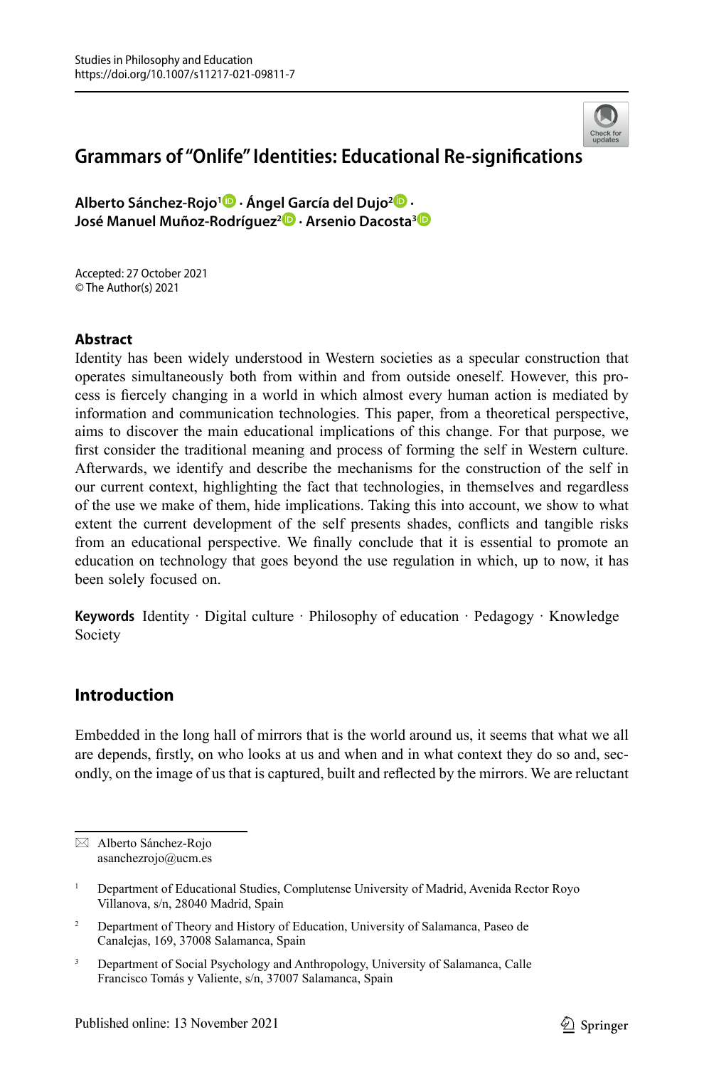# Grammars of "Onlife" Identities: Educational Re-significations

**Alberto Sánchez-Rojo[1] · Ángel García del Dujo[2] · José Manuel Muñoz-Rodríguez[2] · Arsenio Dacosta[3]**

Accepted: 27 October 2021
© The Author(s) 2021

## Abstract

Identity has been widely understood in Western societies as a specular construction that operates simultaneously both from within and from outside oneself. However, this process is fiercely changing in a world in which almost every human action is mediated by information and communication technologies. This paper, from a theoretical perspective, aims to discover the main educational implications of this change. For that purpose, we first consider the traditional meaning and process of forming the self in Western culture. Afterwards, we identify and describe the mechanisms for the construction of the self in our current context, highlighting the fact that technologies, in themselves and regardless of the use we make of them, hide implications. Taking this into account, we show to what extent the current development of the self presents shades, conflicts and tangible risks from an educational perspective. We finally conclude that it is essential to promote an education on technology that goes beyond the use regulation in which, up to now, it has been solely focused on.

**Keywords** Identity · Digital culture · Philosophy of education · Pedagogy · Knowledge Society

## Introduction

Embedded in the long hall of mirrors that is the world around us, it seems that what we all are depends, firstly, on who looks at us and when and in what context they do so and, secondly, on the image of us that is captured, built and reflected by the mirrors. We are reluctant

---

✉ Alberto Sánchez-Rojo
asanchezrojo@ucm.es

[1] Department of Educational Studies, Complutense University of Madrid, Avenida Rector Royo Villanova, s/n, 28040 Madrid, Spain

[2] Department of Theory and History of Education, University of Salamanca, Paseo de Canalejas, 169, 37008 Salamanca, Spain

[3] Department of Social Psychology and Anthropology, University of Salamanca, Calle Francisco Tomás y Valiente, s/n, 37007 Salamanca, Spain

Published online: 13 November 2021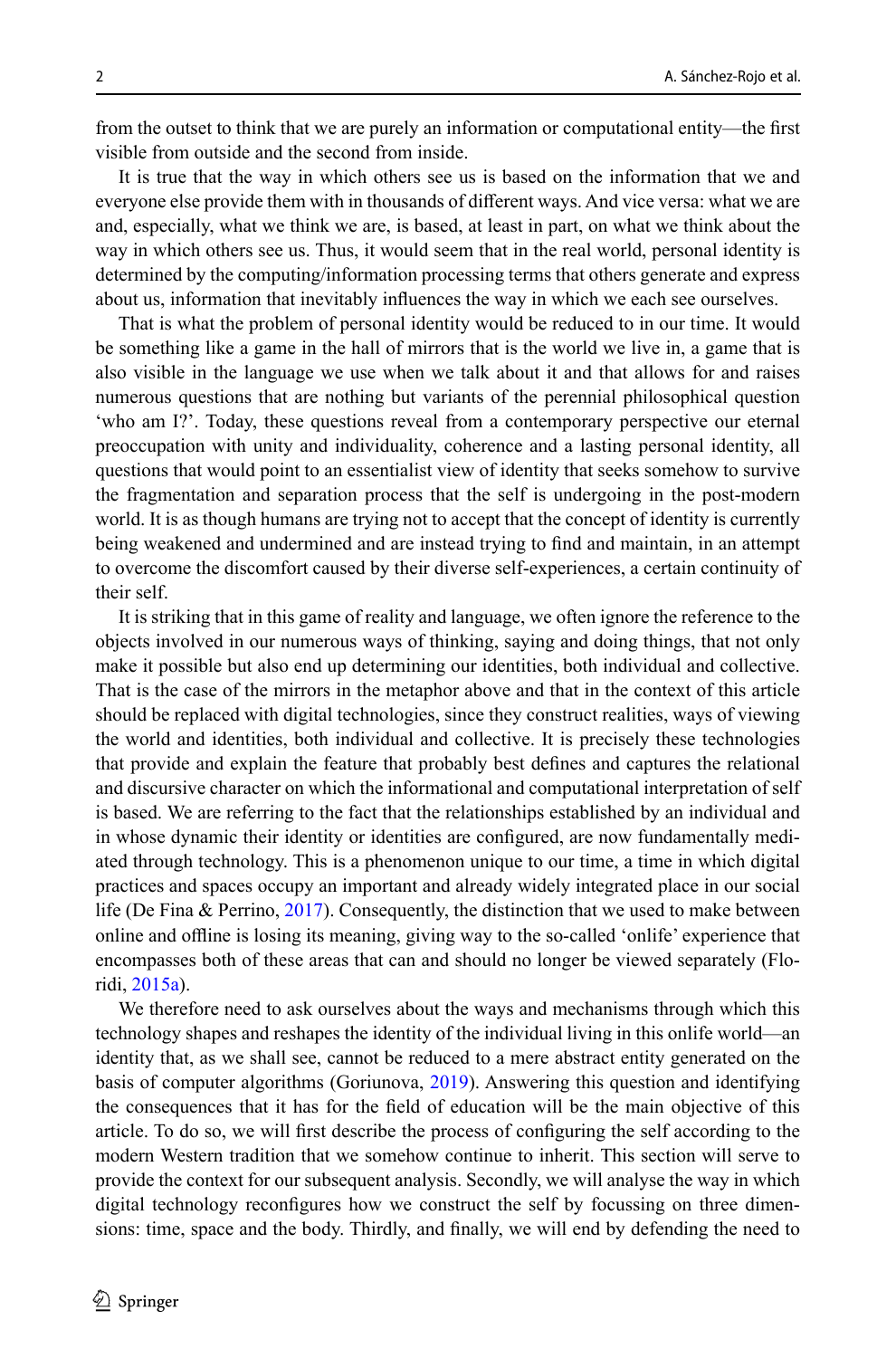from the outset to think that we are purely an information or computational entity—the first visible from outside and the second from inside.

It is true that the way in which others see us is based on the information that we and everyone else provide them with in thousands of different ways. And vice versa: what we are and, especially, what we think we are, is based, at least in part, on what we think about the way in which others see us. Thus, it would seem that in the real world, personal identity is determined by the computing/information processing terms that others generate and express about us, information that inevitably influences the way in which we each see ourselves.

That is what the problem of personal identity would be reduced to in our time. It would be something like a game in the hall of mirrors that is the world we live in, a game that is also visible in the language we use when we talk about it and that allows for and raises numerous questions that are nothing but variants of the perennial philosophical question 'who am I?'. Today, these questions reveal from a contemporary perspective our eternal preoccupation with unity and individuality, coherence and a lasting personal identity, all questions that would point to an essentialist view of identity that seeks somehow to survive the fragmentation and separation process that the self is undergoing in the post-modern world. It is as though humans are trying not to accept that the concept of identity is currently being weakened and undermined and are instead trying to find and maintain, in an attempt to overcome the discomfort caused by their diverse self-experiences, a certain continuity of their self.

It is striking that in this game of reality and language, we often ignore the reference to the objects involved in our numerous ways of thinking, saying and doing things, that not only make it possible but also end up determining our identities, both individual and collective. That is the case of the mirrors in the metaphor above and that in the context of this article should be replaced with digital technologies, since they construct realities, ways of viewing the world and identities, both individual and collective. It is precisely these technologies that provide and explain the feature that probably best defines and captures the relational and discursive character on which the informational and computational interpretation of self is based. We are referring to the fact that the relationships established by an individual and in whose dynamic their identity or identities are configured, are now fundamentally mediated through technology. This is a phenomenon unique to our time, a time in which digital practices and spaces occupy an important and already widely integrated place in our social life (De Fina & Perrino, 2017). Consequently, the distinction that we used to make between online and offline is losing its meaning, giving way to the so-called 'onlife' experience that encompasses both of these areas that can and should no longer be viewed separately (Floridi, 2015a).

We therefore need to ask ourselves about the ways and mechanisms through which this technology shapes and reshapes the identity of the individual living in this onlife world—an identity that, as we shall see, cannot be reduced to a mere abstract entity generated on the basis of computer algorithms (Goriunova, 2019). Answering this question and identifying the consequences that it has for the field of education will be the main objective of this article. To do so, we will first describe the process of configuring the self according to the modern Western tradition that we somehow continue to inherit. This section will serve to provide the context for our subsequent analysis. Secondly, we will analyse the way in which digital technology reconfigures how we construct the self by focussing on three dimensions: time, space and the body. Thirdly, and finally, we will end by defending the need to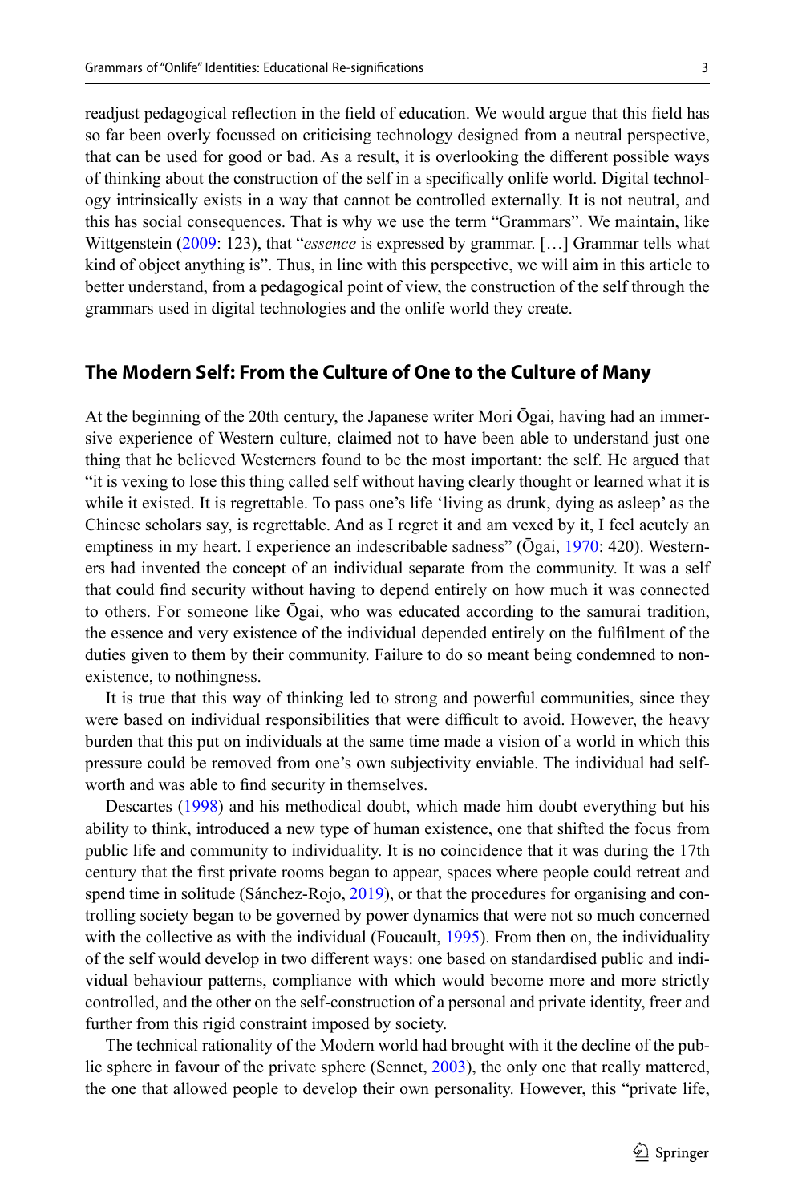readjust pedagogical reflection in the field of education. We would argue that this field has so far been overly focussed on criticising technology designed from a neutral perspective, that can be used for good or bad. As a result, it is overlooking the different possible ways of thinking about the construction of the self in a specifically onlife world. Digital technology intrinsically exists in a way that cannot be controlled externally. It is not neutral, and this has social consequences. That is why we use the term "Grammars". We maintain, like Wittgenstein (2009: 123), that "*essence* is expressed by grammar. […] Grammar tells what kind of object anything is". Thus, in line with this perspective, we will aim in this article to better understand, from a pedagogical point of view, the construction of the self through the grammars used in digital technologies and the onlife world they create.

## The Modern Self: From the Culture of One to the Culture of Many

At the beginning of the 20th century, the Japanese writer Mori Ōgai, having had an immersive experience of Western culture, claimed not to have been able to understand just one thing that he believed Westerners found to be the most important: the self. He argued that "it is vexing to lose this thing called self without having clearly thought or learned what it is while it existed. It is regrettable. To pass one's life 'living as drunk, dying as asleep' as the Chinese scholars say, is regrettable. And as I regret it and am vexed by it, I feel acutely an emptiness in my heart. I experience an indescribable sadness" (Ōgai, 1970: 420). Westerners had invented the concept of an individual separate from the community. It was a self that could find security without having to depend entirely on how much it was connected to others. For someone like Ōgai, who was educated according to the samurai tradition, the essence and very existence of the individual depended entirely on the fulfilment of the duties given to them by their community. Failure to do so meant being condemned to non-existence, to nothingness.

It is true that this way of thinking led to strong and powerful communities, since they were based on individual responsibilities that were difficult to avoid. However, the heavy burden that this put on individuals at the same time made a vision of a world in which this pressure could be removed from one's own subjectivity enviable. The individual had self-worth and was able to find security in themselves.

Descartes (1998) and his methodical doubt, which made him doubt everything but his ability to think, introduced a new type of human existence, one that shifted the focus from public life and community to individuality. It is no coincidence that it was during the 17th century that the first private rooms began to appear, spaces where people could retreat and spend time in solitude (Sánchez-Rojo, 2019), or that the procedures for organising and controlling society began to be governed by power dynamics that were not so much concerned with the collective as with the individual (Foucault, 1995). From then on, the individuality of the self would develop in two different ways: one based on standardised public and individual behaviour patterns, compliance with which would become more and more strictly controlled, and the other on the self-construction of a personal and private identity, freer and further from this rigid constraint imposed by society.

The technical rationality of the Modern world had brought with it the decline of the public sphere in favour of the private sphere (Sennet, 2003), the only one that really mattered, the one that allowed people to develop their own personality. However, this "private life,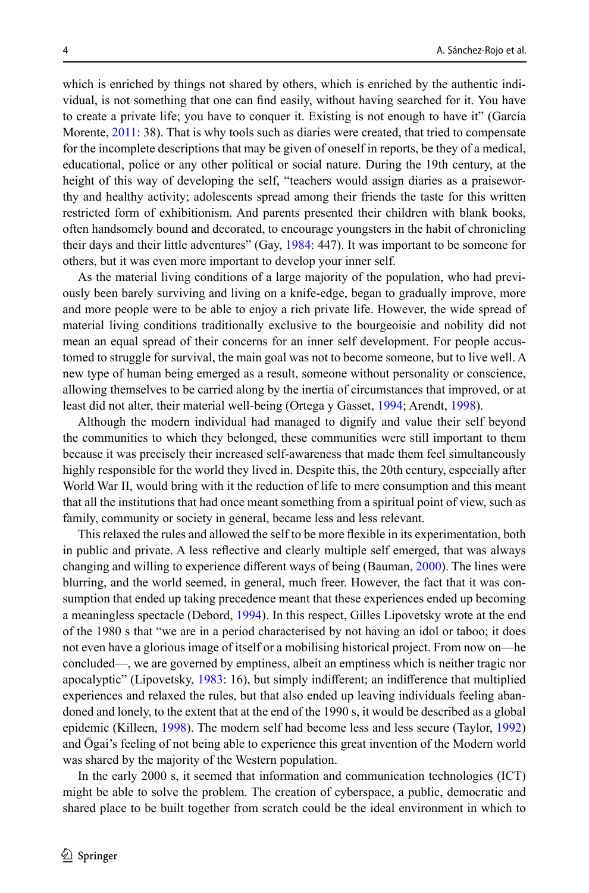which is enriched by things not shared by others, which is enriched by the authentic individual, is not something that one can find easily, without having searched for it. You have to create a private life; you have to conquer it. Existing is not enough to have it" (García Morente, 2011: 38). That is why tools such as diaries were created, that tried to compensate for the incomplete descriptions that may be given of oneself in reports, be they of a medical, educational, police or any other political or social nature. During the 19th century, at the height of this way of developing the self, "teachers would assign diaries as a praiseworthy and healthy activity; adolescents spread among their friends the taste for this written restricted form of exhibitionism. And parents presented their children with blank books, often handsomely bound and decorated, to encourage youngsters in the habit of chronicling their days and their little adventures" (Gay, 1984: 447). It was important to be someone for others, but it was even more important to develop your inner self.

As the material living conditions of a large majority of the population, who had previously been barely surviving and living on a knife-edge, began to gradually improve, more and more people were to be able to enjoy a rich private life. However, the wide spread of material living conditions traditionally exclusive to the bourgeoisie and nobility did not mean an equal spread of their concerns for an inner self development. For people accustomed to struggle for survival, the main goal was not to become someone, but to live well. A new type of human being emerged as a result, someone without personality or conscience, allowing themselves to be carried along by the inertia of circumstances that improved, or at least did not alter, their material well-being (Ortega y Gasset, 1994; Arendt, 1998).

Although the modern individual had managed to dignify and value their self beyond the communities to which they belonged, these communities were still important to them because it was precisely their increased self-awareness that made them feel simultaneously highly responsible for the world they lived in. Despite this, the 20th century, especially after World War II, would bring with it the reduction of life to mere consumption and this meant that all the institutions that had once meant something from a spiritual point of view, such as family, community or society in general, became less and less relevant.

This relaxed the rules and allowed the self to be more flexible in its experimentation, both in public and private. A less reflective and clearly multiple self emerged, that was always changing and willing to experience different ways of being (Bauman, 2000). The lines were blurring, and the world seemed, in general, much freer. However, the fact that it was consumption that ended up taking precedence meant that these experiences ended up becoming a meaningless spectacle (Debord, 1994). In this respect, Gilles Lipovetsky wrote at the end of the 1980 s that "we are in a period characterised by not having an idol or taboo; it does not even have a glorious image of itself or a mobilising historical project. From now on—he concluded—, we are governed by emptiness, albeit an emptiness which is neither tragic nor apocalyptic" (Lipovetsky, 1983: 16), but simply indifferent; an indifference that multiplied experiences and relaxed the rules, but that also ended up leaving individuals feeling abandoned and lonely, to the extent that at the end of the 1990 s, it would be described as a global epidemic (Killeen, 1998). The modern self had become less and less secure (Taylor, 1992) and Ōgai's feeling of not being able to experience this great invention of the Modern world was shared by the majority of the Western population.

In the early 2000 s, it seemed that information and communication technologies (ICT) might be able to solve the problem. The creation of cyberspace, a public, democratic and shared place to be built together from scratch could be the ideal environment in which to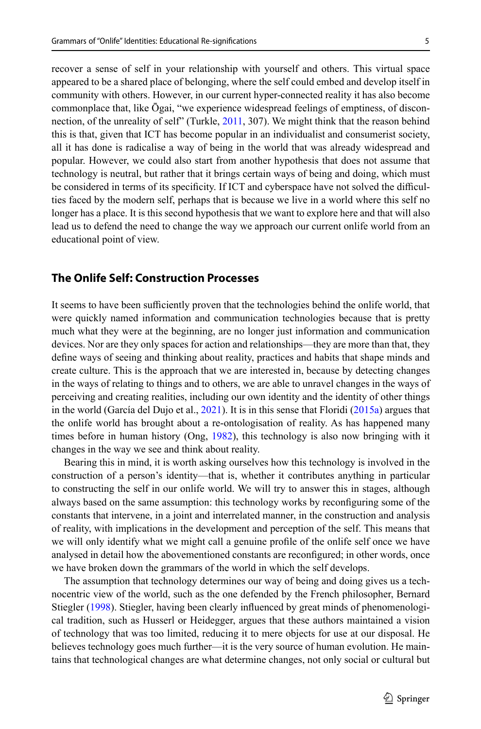recover a sense of self in your relationship with yourself and others. This virtual space appeared to be a shared place of belonging, where the self could embed and develop itself in community with others. However, in our current hyper-connected reality it has also become commonplace that, like Ōgai, "we experience widespread feelings of emptiness, of disconnection, of the unreality of self" (Turkle, 2011, 307). We might think that the reason behind this is that, given that ICT has become popular in an individualist and consumerist society, all it has done is radicalise a way of being in the world that was already widespread and popular. However, we could also start from another hypothesis that does not assume that technology is neutral, but rather that it brings certain ways of being and doing, which must be considered in terms of its specificity. If ICT and cyberspace have not solved the difficulties faced by the modern self, perhaps that is because we live in a world where this self no longer has a place. It is this second hypothesis that we want to explore here and that will also lead us to defend the need to change the way we approach our current onlife world from an educational point of view.

## The Onlife Self: Construction Processes

It seems to have been sufficiently proven that the technologies behind the onlife world, that were quickly named information and communication technologies because that is pretty much what they were at the beginning, are no longer just information and communication devices. Nor are they only spaces for action and relationships—they are more than that, they define ways of seeing and thinking about reality, practices and habits that shape minds and create culture. This is the approach that we are interested in, because by detecting changes in the ways of relating to things and to others, we are able to unravel changes in the ways of perceiving and creating realities, including our own identity and the identity of other things in the world (García del Dujo et al., 2021). It is in this sense that Floridi (2015a) argues that the onlife world has brought about a re-ontologisation of reality. As has happened many times before in human history (Ong, 1982), this technology is also now bringing with it changes in the way we see and think about reality.

Bearing this in mind, it is worth asking ourselves how this technology is involved in the construction of a person's identity—that is, whether it contributes anything in particular to constructing the self in our onlife world. We will try to answer this in stages, although always based on the same assumption: this technology works by reconfiguring some of the constants that intervene, in a joint and interrelated manner, in the construction and analysis of reality, with implications in the development and perception of the self. This means that we will only identify what we might call a genuine profile of the onlife self once we have analysed in detail how the abovementioned constants are reconfigured; in other words, once we have broken down the grammars of the world in which the self develops.

The assumption that technology determines our way of being and doing gives us a technocentric view of the world, such as the one defended by the French philosopher, Bernard Stiegler (1998). Stiegler, having been clearly influenced by great minds of phenomenological tradition, such as Husserl or Heidegger, argues that these authors maintained a vision of technology that was too limited, reducing it to mere objects for use at our disposal. He believes technology goes much further—it is the very source of human evolution. He maintains that technological changes are what determine changes, not only social or cultural but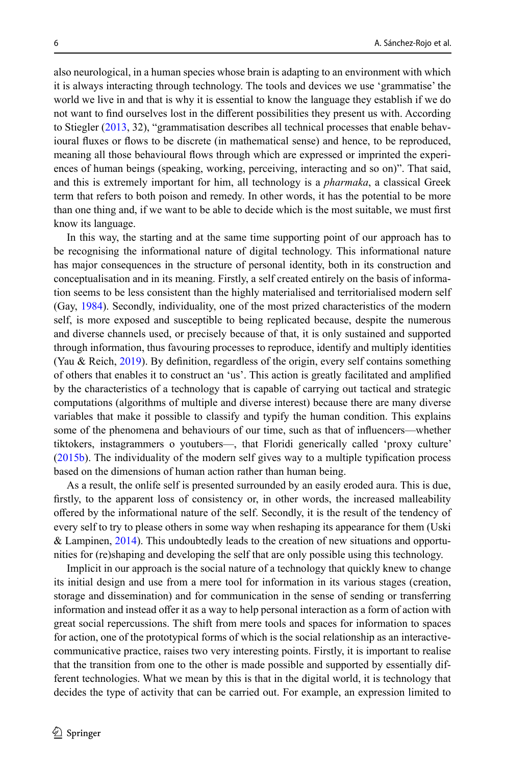also neurological, in a human species whose brain is adapting to an environment with which it is always interacting through technology. The tools and devices we use 'grammatise' the world we live in and that is why it is essential to know the language they establish if we do not want to find ourselves lost in the different possibilities they present us with. According to Stiegler (2013, 32), "grammatisation describes all technical processes that enable behavioural fluxes or flows to be discrete (in mathematical sense) and hence, to be reproduced, meaning all those behavioural flows through which are expressed or imprinted the experiences of human beings (speaking, working, perceiving, interacting and so on)". That said, and this is extremely important for him, all technology is a *pharmaka*, a classical Greek term that refers to both poison and remedy. In other words, it has the potential to be more than one thing and, if we want to be able to decide which is the most suitable, we must first know its language.

In this way, the starting and at the same time supporting point of our approach has to be recognising the informational nature of digital technology. This informational nature has major consequences in the structure of personal identity, both in its construction and conceptualisation and in its meaning. Firstly, a self created entirely on the basis of information seems to be less consistent than the highly materialised and territorialised modern self (Gay, 1984). Secondly, individuality, one of the most prized characteristics of the modern self, is more exposed and susceptible to being replicated because, despite the numerous and diverse channels used, or precisely because of that, it is only sustained and supported through information, thus favouring processes to reproduce, identify and multiply identities (Yau & Reich, 2019). By definition, regardless of the origin, every self contains something of others that enables it to construct an 'us'. This action is greatly facilitated and amplified by the characteristics of a technology that is capable of carrying out tactical and strategic computations (algorithms of multiple and diverse interest) because there are many diverse variables that make it possible to classify and typify the human condition. This explains some of the phenomena and behaviours of our time, such as that of influencers—whether tiktokers, instagrammers o youtubers—, that Floridi generically called 'proxy culture' (2015b). The individuality of the modern self gives way to a multiple typification process based on the dimensions of human action rather than human being.

As a result, the onlife self is presented surrounded by an easily eroded aura. This is due, firstly, to the apparent loss of consistency or, in other words, the increased malleability offered by the informational nature of the self. Secondly, it is the result of the tendency of every self to try to please others in some way when reshaping its appearance for them (Uski & Lampinen, 2014). This undoubtedly leads to the creation of new situations and opportunities for (re)shaping and developing the self that are only possible using this technology.

Implicit in our approach is the social nature of a technology that quickly knew to change its initial design and use from a mere tool for information in its various stages (creation, storage and dissemination) and for communication in the sense of sending or transferring information and instead offer it as a way to help personal interaction as a form of action with great social repercussions. The shift from mere tools and spaces for information to spaces for action, one of the prototypical forms of which is the social relationship as an interactive-communicative practice, raises two very interesting points. Firstly, it is important to realise that the transition from one to the other is made possible and supported by essentially different technologies. What we mean by this is that in the digital world, it is technology that decides the type of activity that can be carried out. For example, an expression limited to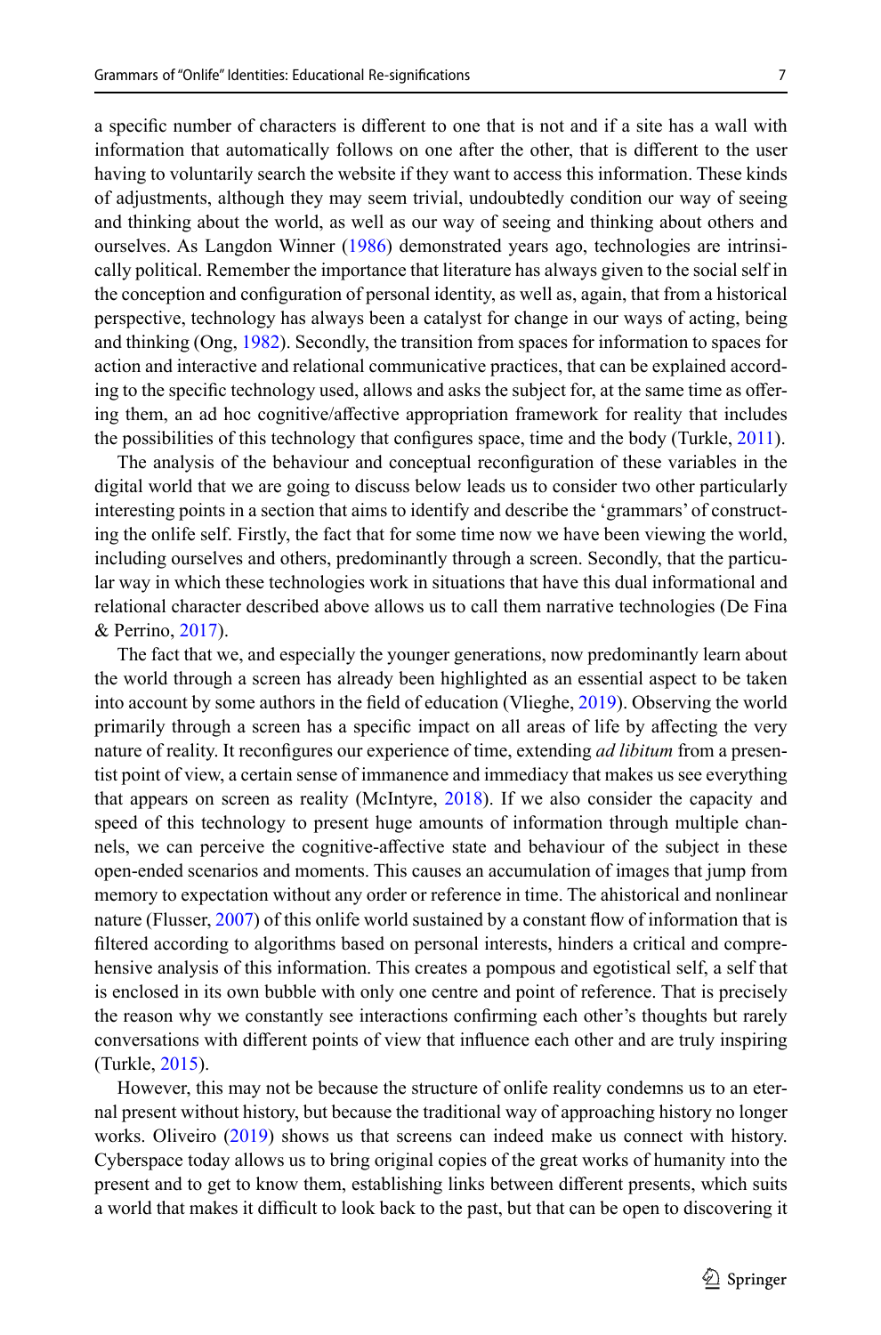a specific number of characters is different to one that is not and if a site has a wall with information that automatically follows on one after the other, that is different to the user having to voluntarily search the website if they want to access this information. These kinds of adjustments, although they may seem trivial, undoubtedly condition our way of seeing and thinking about the world, as well as our way of seeing and thinking about others and ourselves. As Langdon Winner (1986) demonstrated years ago, technologies are intrinsically political. Remember the importance that literature has always given to the social self in the conception and configuration of personal identity, as well as, again, that from a historical perspective, technology has always been a catalyst for change in our ways of acting, being and thinking (Ong, 1982). Secondly, the transition from spaces for information to spaces for action and interactive and relational communicative practices, that can be explained according to the specific technology used, allows and asks the subject for, at the same time as offering them, an ad hoc cognitive/affective appropriation framework for reality that includes the possibilities of this technology that configures space, time and the body (Turkle, 2011).

The analysis of the behaviour and conceptual reconfiguration of these variables in the digital world that we are going to discuss below leads us to consider two other particularly interesting points in a section that aims to identify and describe the 'grammars' of constructing the onlife self. Firstly, the fact that for some time now we have been viewing the world, including ourselves and others, predominantly through a screen. Secondly, that the particular way in which these technologies work in situations that have this dual informational and relational character described above allows us to call them narrative technologies (De Fina & Perrino, 2017).

The fact that we, and especially the younger generations, now predominantly learn about the world through a screen has already been highlighted as an essential aspect to be taken into account by some authors in the field of education (Vlieghe, 2019). Observing the world primarily through a screen has a specific impact on all areas of life by affecting the very nature of reality. It reconfigures our experience of time, extending *ad libitum* from a presentist point of view, a certain sense of immanence and immediacy that makes us see everything that appears on screen as reality (McIntyre, 2018). If we also consider the capacity and speed of this technology to present huge amounts of information through multiple channels, we can perceive the cognitive-affective state and behaviour of the subject in these open-ended scenarios and moments. This causes an accumulation of images that jump from memory to expectation without any order or reference in time. The ahistorical and nonlinear nature (Flusser, 2007) of this onlife world sustained by a constant flow of information that is filtered according to algorithms based on personal interests, hinders a critical and comprehensive analysis of this information. This creates a pompous and egotistical self, a self that is enclosed in its own bubble with only one centre and point of reference. That is precisely the reason why we constantly see interactions confirming each other's thoughts but rarely conversations with different points of view that influence each other and are truly inspiring (Turkle, 2015).

However, this may not be because the structure of onlife reality condemns us to an eternal present without history, but because the traditional way of approaching history no longer works. Oliveiro (2019) shows us that screens can indeed make us connect with history. Cyberspace today allows us to bring original copies of the great works of humanity into the present and to get to know them, establishing links between different presents, which suits a world that makes it difficult to look back to the past, but that can be open to discovering it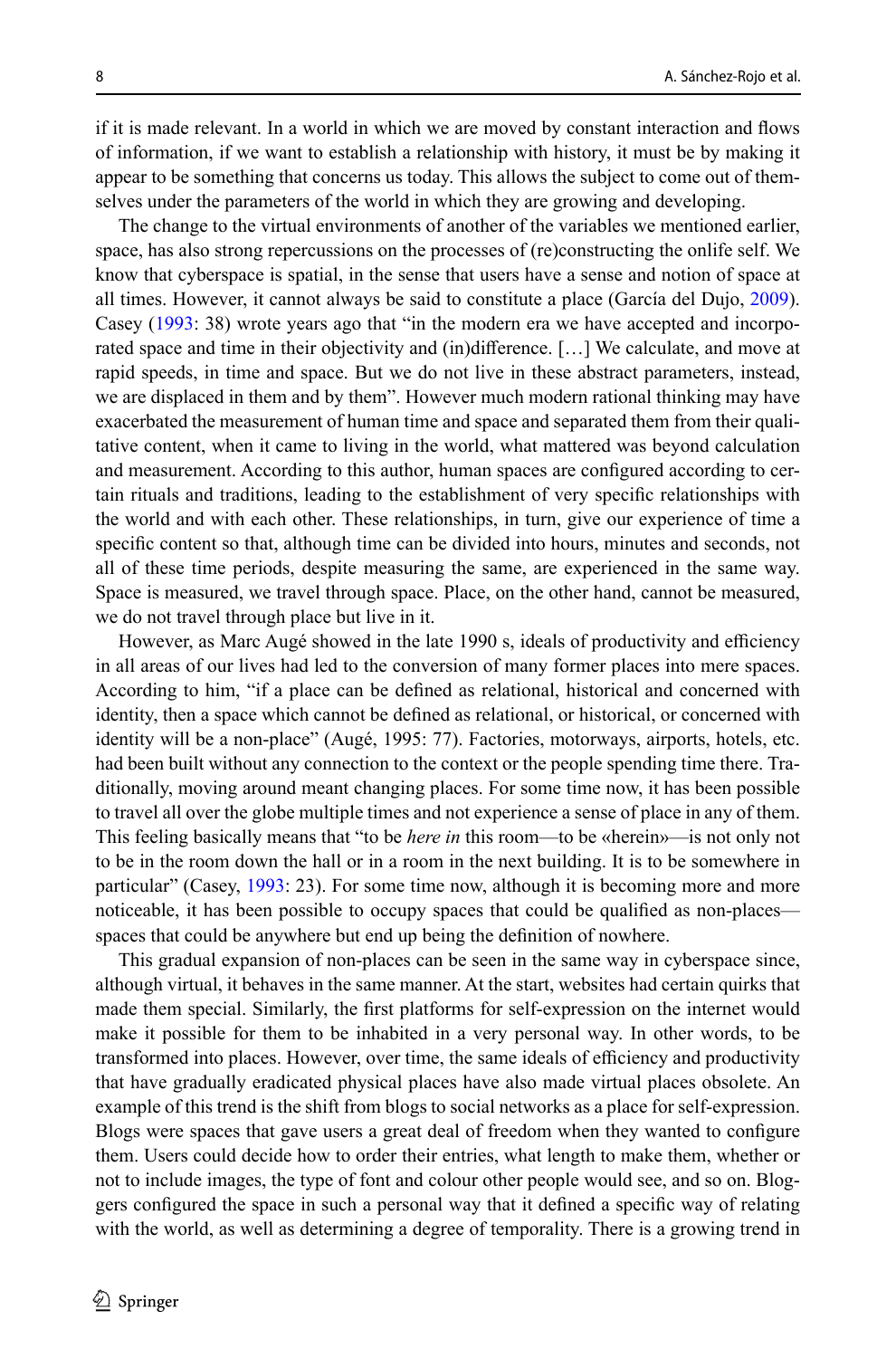if it is made relevant. In a world in which we are moved by constant interaction and flows of information, if we want to establish a relationship with history, it must be by making it appear to be something that concerns us today. This allows the subject to come out of themselves under the parameters of the world in which they are growing and developing.

The change to the virtual environments of another of the variables we mentioned earlier, space, has also strong repercussions on the processes of (re)constructing the onlife self. We know that cyberspace is spatial, in the sense that users have a sense and notion of space at all times. However, it cannot always be said to constitute a place (García del Dujo, 2009). Casey (1993: 38) wrote years ago that "in the modern era we have accepted and incorporated space and time in their objectivity and (in)difference. […] We calculate, and move at rapid speeds, in time and space. But we do not live in these abstract parameters, instead, we are displaced in them and by them". However much modern rational thinking may have exacerbated the measurement of human time and space and separated them from their qualitative content, when it came to living in the world, what mattered was beyond calculation and measurement. According to this author, human spaces are configured according to certain rituals and traditions, leading to the establishment of very specific relationships with the world and with each other. These relationships, in turn, give our experience of time a specific content so that, although time can be divided into hours, minutes and seconds, not all of these time periods, despite measuring the same, are experienced in the same way. Space is measured, we travel through space. Place, on the other hand, cannot be measured, we do not travel through place but live in it.

However, as Marc Augé showed in the late 1990 s, ideals of productivity and efficiency in all areas of our lives had led to the conversion of many former places into mere spaces. According to him, "if a place can be defined as relational, historical and concerned with identity, then a space which cannot be defined as relational, or historical, or concerned with identity will be a non-place" (Augé, 1995: 77). Factories, motorways, airports, hotels, etc. had been built without any connection to the context or the people spending time there. Traditionally, moving around meant changing places. For some time now, it has been possible to travel all over the globe multiple times and not experience a sense of place in any of them. This feeling basically means that "to be *here in* this room—to be «herein»—is not only not to be in the room down the hall or in a room in the next building. It is to be somewhere in particular" (Casey, 1993: 23). For some time now, although it is becoming more and more noticeable, it has been possible to occupy spaces that could be qualified as non-places—spaces that could be anywhere but end up being the definition of nowhere.

This gradual expansion of non-places can be seen in the same way in cyberspace since, although virtual, it behaves in the same manner. At the start, websites had certain quirks that made them special. Similarly, the first platforms for self-expression on the internet would make it possible for them to be inhabited in a very personal way. In other words, to be transformed into places. However, over time, the same ideals of efficiency and productivity that have gradually eradicated physical places have also made virtual places obsolete. An example of this trend is the shift from blogs to social networks as a place for self-expression. Blogs were spaces that gave users a great deal of freedom when they wanted to configure them. Users could decide how to order their entries, what length to make them, whether or not to include images, the type of font and colour other people would see, and so on. Bloggers configured the space in such a personal way that it defined a specific way of relating with the world, as well as determining a degree of temporality. There is a growing trend in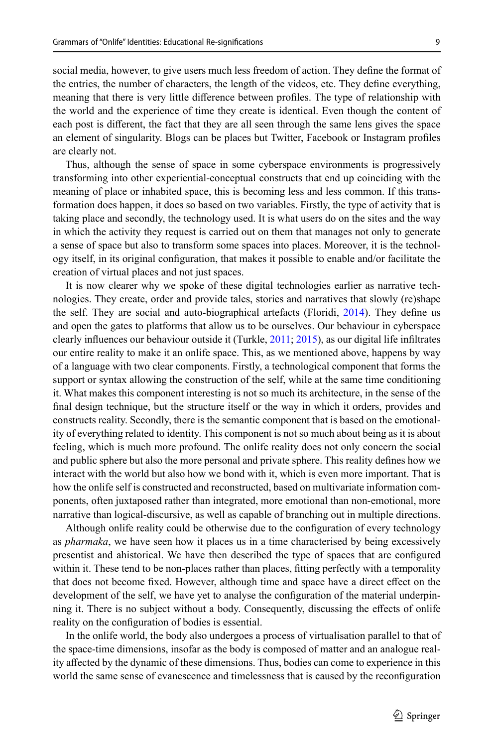social media, however, to give users much less freedom of action. They define the format of the entries, the number of characters, the length of the videos, etc. They define everything, meaning that there is very little difference between profiles. The type of relationship with the world and the experience of time they create is identical. Even though the content of each post is different, the fact that they are all seen through the same lens gives the space an element of singularity. Blogs can be places but Twitter, Facebook or Instagram profiles are clearly not.

Thus, although the sense of space in some cyberspace environments is progressively transforming into other experiential-conceptual constructs that end up coinciding with the meaning of place or inhabited space, this is becoming less and less common. If this transformation does happen, it does so based on two variables. Firstly, the type of activity that is taking place and secondly, the technology used. It is what users do on the sites and the way in which the activity they request is carried out on them that manages not only to generate a sense of space but also to transform some spaces into places. Moreover, it is the technology itself, in its original configuration, that makes it possible to enable and/or facilitate the creation of virtual places and not just spaces.

It is now clearer why we spoke of these digital technologies earlier as narrative technologies. They create, order and provide tales, stories and narratives that slowly (re)shape the self. They are social and auto-biographical artefacts (Floridi, 2014). They define us and open the gates to platforms that allow us to be ourselves. Our behaviour in cyberspace clearly influences our behaviour outside it (Turkle, 2011; 2015), as our digital life infiltrates our entire reality to make it an onlife space. This, as we mentioned above, happens by way of a language with two clear components. Firstly, a technological component that forms the support or syntax allowing the construction of the self, while at the same time conditioning it. What makes this component interesting is not so much its architecture, in the sense of the final design technique, but the structure itself or the way in which it orders, provides and constructs reality. Secondly, there is the semantic component that is based on the emotionality of everything related to identity. This component is not so much about being as it is about feeling, which is much more profound. The onlife reality does not only concern the social and public sphere but also the more personal and private sphere. This reality defines how we interact with the world but also how we bond with it, which is even more important. That is how the onlife self is constructed and reconstructed, based on multivariate information components, often juxtaposed rather than integrated, more emotional than non-emotional, more narrative than logical-discursive, as well as capable of branching out in multiple directions.

Although onlife reality could be otherwise due to the configuration of every technology as *pharmaka*, we have seen how it places us in a time characterised by being excessively presentist and ahistorical. We have then described the type of spaces that are configured within it. These tend to be non-places rather than places, fitting perfectly with a temporality that does not become fixed. However, although time and space have a direct effect on the development of the self, we have yet to analyse the configuration of the material underpinning it. There is no subject without a body. Consequently, discussing the effects of onlife reality on the configuration of bodies is essential.

In the onlife world, the body also undergoes a process of virtualisation parallel to that of the space-time dimensions, insofar as the body is composed of matter and an analogue reality affected by the dynamic of these dimensions. Thus, bodies can come to experience in this world the same sense of evanescence and timelessness that is caused by the reconfiguration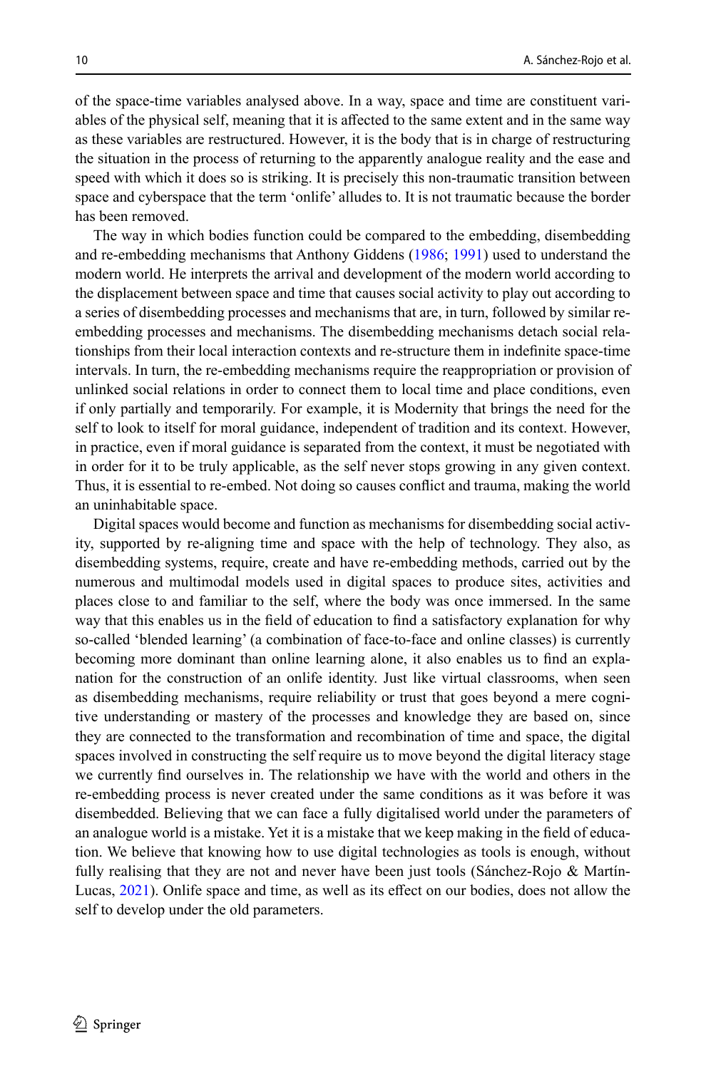of the space-time variables analysed above. In a way, space and time are constituent variables of the physical self, meaning that it is affected to the same extent and in the same way as these variables are restructured. However, it is the body that is in charge of restructuring the situation in the process of returning to the apparently analogue reality and the ease and speed with which it does so is striking. It is precisely this non-traumatic transition between space and cyberspace that the term 'onlife' alludes to. It is not traumatic because the border has been removed.

The way in which bodies function could be compared to the embedding, disembedding and re-embedding mechanisms that Anthony Giddens (1986; 1991) used to understand the modern world. He interprets the arrival and development of the modern world according to the displacement between space and time that causes social activity to play out according to a series of disembedding processes and mechanisms that are, in turn, followed by similar re-embedding processes and mechanisms. The disembedding mechanisms detach social relationships from their local interaction contexts and re-structure them in indefinite space-time intervals. In turn, the re-embedding mechanisms require the reappropriation or provision of unlinked social relations in order to connect them to local time and place conditions, even if only partially and temporarily. For example, it is Modernity that brings the need for the self to look to itself for moral guidance, independent of tradition and its context. However, in practice, even if moral guidance is separated from the context, it must be negotiated with in order for it to be truly applicable, as the self never stops growing in any given context. Thus, it is essential to re-embed. Not doing so causes conflict and trauma, making the world an uninhabitable space.

Digital spaces would become and function as mechanisms for disembedding social activity, supported by re-aligning time and space with the help of technology. They also, as disembedding systems, require, create and have re-embedding methods, carried out by the numerous and multimodal models used in digital spaces to produce sites, activities and places close to and familiar to the self, where the body was once immersed. In the same way that this enables us in the field of education to find a satisfactory explanation for why so-called 'blended learning' (a combination of face-to-face and online classes) is currently becoming more dominant than online learning alone, it also enables us to find an explanation for the construction of an onlife identity. Just like virtual classrooms, when seen as disembedding mechanisms, require reliability or trust that goes beyond a mere cognitive understanding or mastery of the processes and knowledge they are based on, since they are connected to the transformation and recombination of time and space, the digital spaces involved in constructing the self require us to move beyond the digital literacy stage we currently find ourselves in. The relationship we have with the world and others in the re-embedding process is never created under the same conditions as it was before it was disembedded. Believing that we can face a fully digitalised world under the parameters of an analogue world is a mistake. Yet it is a mistake that we keep making in the field of education. We believe that knowing how to use digital technologies as tools is enough, without fully realising that they are not and never have been just tools (Sánchez-Rojo & Martín-Lucas, 2021). Onlife space and time, as well as its effect on our bodies, does not allow the self to develop under the old parameters.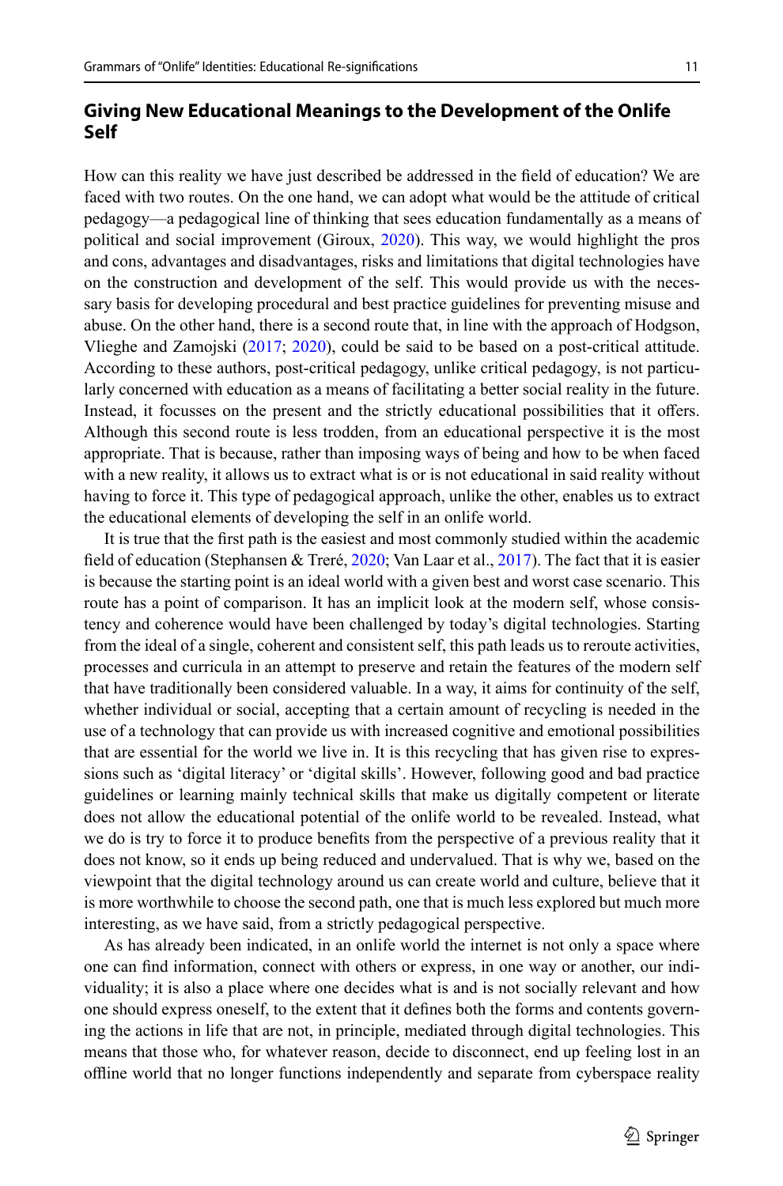## Giving New Educational Meanings to the Development of the Onlife Self

How can this reality we have just described be addressed in the field of education? We are faced with two routes. On the one hand, we can adopt what would be the attitude of critical pedagogy—a pedagogical line of thinking that sees education fundamentally as a means of political and social improvement (Giroux, 2020). This way, we would highlight the pros and cons, advantages and disadvantages, risks and limitations that digital technologies have on the construction and development of the self. This would provide us with the necessary basis for developing procedural and best practice guidelines for preventing misuse and abuse. On the other hand, there is a second route that, in line with the approach of Hodgson, Vlieghe and Zamojski (2017; 2020), could be said to be based on a post-critical attitude. According to these authors, post-critical pedagogy, unlike critical pedagogy, is not particularly concerned with education as a means of facilitating a better social reality in the future. Instead, it focusses on the present and the strictly educational possibilities that it offers. Although this second route is less trodden, from an educational perspective it is the most appropriate. That is because, rather than imposing ways of being and how to be when faced with a new reality, it allows us to extract what is or is not educational in said reality without having to force it. This type of pedagogical approach, unlike the other, enables us to extract the educational elements of developing the self in an onlife world.

It is true that the first path is the easiest and most commonly studied within the academic field of education (Stephansen & Treré, 2020; Van Laar et al., 2017). The fact that it is easier is because the starting point is an ideal world with a given best and worst case scenario. This route has a point of comparison. It has an implicit look at the modern self, whose consistency and coherence would have been challenged by today's digital technologies. Starting from the ideal of a single, coherent and consistent self, this path leads us to reroute activities, processes and curricula in an attempt to preserve and retain the features of the modern self that have traditionally been considered valuable. In a way, it aims for continuity of the self, whether individual or social, accepting that a certain amount of recycling is needed in the use of a technology that can provide us with increased cognitive and emotional possibilities that are essential for the world we live in. It is this recycling that has given rise to expressions such as 'digital literacy' or 'digital skills'. However, following good and bad practice guidelines or learning mainly technical skills that make us digitally competent or literate does not allow the educational potential of the onlife world to be revealed. Instead, what we do is try to force it to produce benefits from the perspective of a previous reality that it does not know, so it ends up being reduced and undervalued. That is why we, based on the viewpoint that the digital technology around us can create world and culture, believe that it is more worthwhile to choose the second path, one that is much less explored but much more interesting, as we have said, from a strictly pedagogical perspective.

As has already been indicated, in an onlife world the internet is not only a space where one can find information, connect with others or express, in one way or another, our individuality; it is also a place where one decides what is and is not socially relevant and how one should express oneself, to the extent that it defines both the forms and contents governing the actions in life that are not, in principle, mediated through digital technologies. This means that those who, for whatever reason, decide to disconnect, end up feeling lost in an offline world that no longer functions independently and separate from cyberspace reality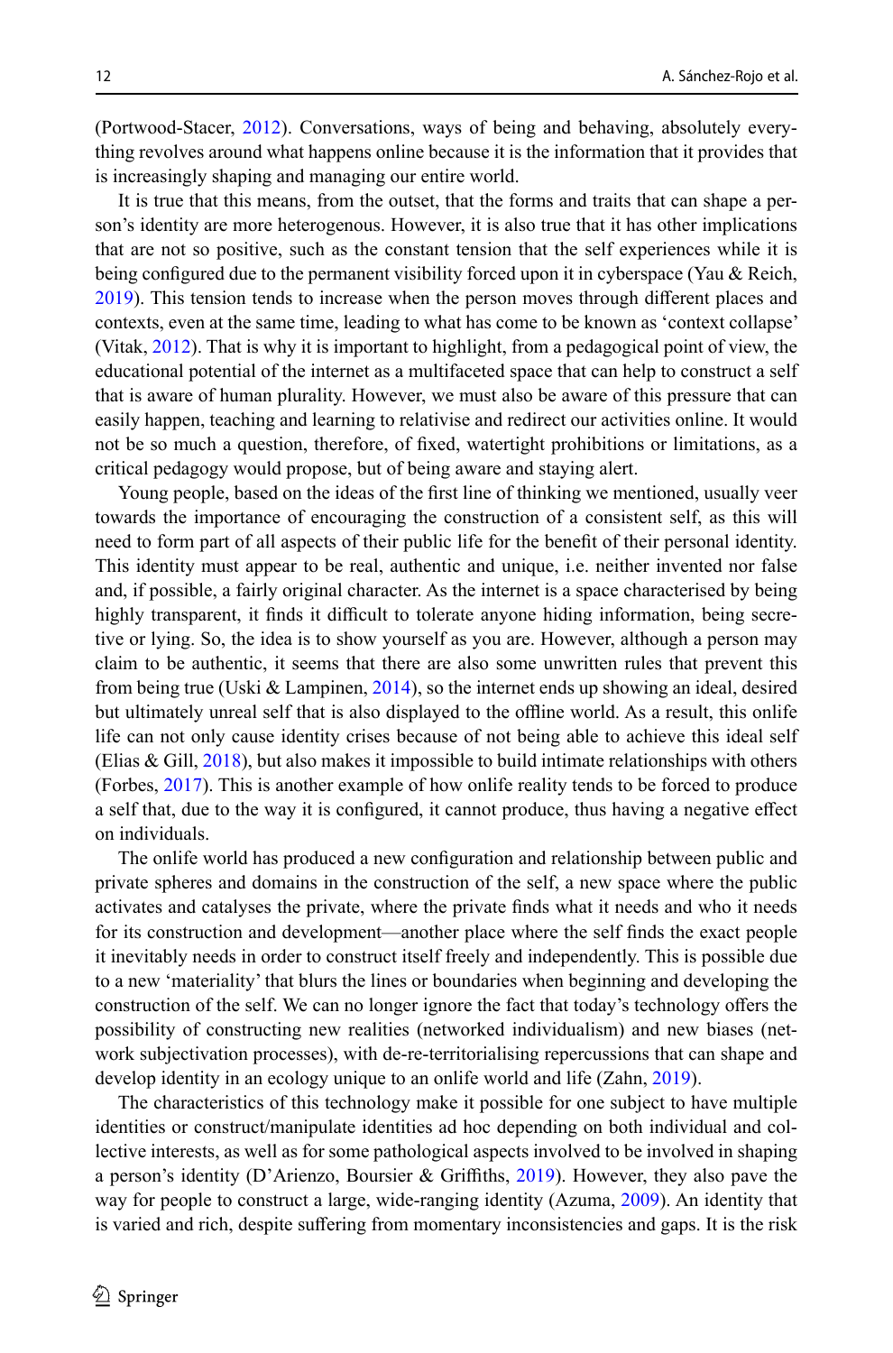(Portwood-Stacer, 2012). Conversations, ways of being and behaving, absolutely everything revolves around what happens online because it is the information that it provides that is increasingly shaping and managing our entire world.

It is true that this means, from the outset, that the forms and traits that can shape a person's identity are more heterogenous. However, it is also true that it has other implications that are not so positive, such as the constant tension that the self experiences while it is being configured due to the permanent visibility forced upon it in cyberspace (Yau & Reich, 2019). This tension tends to increase when the person moves through different places and contexts, even at the same time, leading to what has come to be known as 'context collapse' (Vitak, 2012). That is why it is important to highlight, from a pedagogical point of view, the educational potential of the internet as a multifaceted space that can help to construct a self that is aware of human plurality. However, we must also be aware of this pressure that can easily happen, teaching and learning to relativise and redirect our activities online. It would not be so much a question, therefore, of fixed, watertight prohibitions or limitations, as a critical pedagogy would propose, but of being aware and staying alert.

Young people, based on the ideas of the first line of thinking we mentioned, usually veer towards the importance of encouraging the construction of a consistent self, as this will need to form part of all aspects of their public life for the benefit of their personal identity. This identity must appear to be real, authentic and unique, i.e. neither invented nor false and, if possible, a fairly original character. As the internet is a space characterised by being highly transparent, it finds it difficult to tolerate anyone hiding information, being secretive or lying. So, the idea is to show yourself as you are. However, although a person may claim to be authentic, it seems that there are also some unwritten rules that prevent this from being true (Uski & Lampinen, 2014), so the internet ends up showing an ideal, desired but ultimately unreal self that is also displayed to the offline world. As a result, this onlife life can not only cause identity crises because of not being able to achieve this ideal self (Elias & Gill, 2018), but also makes it impossible to build intimate relationships with others (Forbes, 2017). This is another example of how onlife reality tends to be forced to produce a self that, due to the way it is configured, it cannot produce, thus having a negative effect on individuals.

The onlife world has produced a new configuration and relationship between public and private spheres and domains in the construction of the self, a new space where the public activates and catalyses the private, where the private finds what it needs and who it needs for its construction and development—another place where the self finds the exact people it inevitably needs in order to construct itself freely and independently. This is possible due to a new 'materiality' that blurs the lines or boundaries when beginning and developing the construction of the self. We can no longer ignore the fact that today's technology offers the possibility of constructing new realities (networked individualism) and new biases (network subjectivation processes), with de-re-territorialising repercussions that can shape and develop identity in an ecology unique to an onlife world and life (Zahn, 2019).

The characteristics of this technology make it possible for one subject to have multiple identities or construct/manipulate identities ad hoc depending on both individual and collective interests, as well as for some pathological aspects involved to be involved in shaping a person's identity (D'Arienzo, Boursier & Griffiths, 2019). However, they also pave the way for people to construct a large, wide-ranging identity (Azuma, 2009). An identity that is varied and rich, despite suffering from momentary inconsistencies and gaps. It is the risk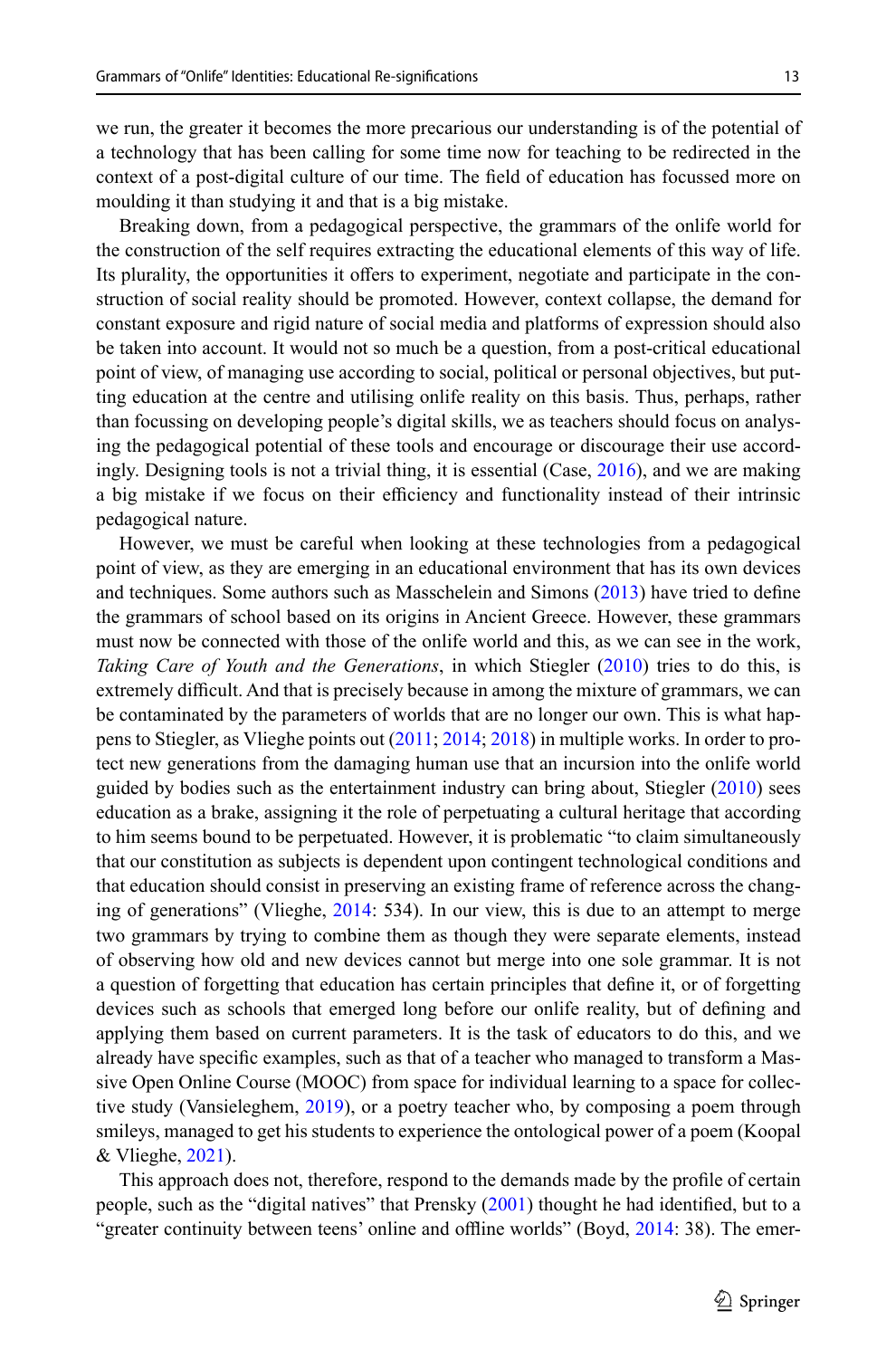we run, the greater it becomes the more precarious our understanding is of the potential of a technology that has been calling for some time now for teaching to be redirected in the context of a post-digital culture of our time. The field of education has focussed more on moulding it than studying it and that is a big mistake.

Breaking down, from a pedagogical perspective, the grammars of the onlife world for the construction of the self requires extracting the educational elements of this way of life. Its plurality, the opportunities it offers to experiment, negotiate and participate in the construction of social reality should be promoted. However, context collapse, the demand for constant exposure and rigid nature of social media and platforms of expression should also be taken into account. It would not so much be a question, from a post-critical educational point of view, of managing use according to social, political or personal objectives, but putting education at the centre and utilising onlife reality on this basis. Thus, perhaps, rather than focussing on developing people's digital skills, we as teachers should focus on analysing the pedagogical potential of these tools and encourage or discourage their use accordingly. Designing tools is not a trivial thing, it is essential (Case, 2016), and we are making a big mistake if we focus on their efficiency and functionality instead of their intrinsic pedagogical nature.

However, we must be careful when looking at these technologies from a pedagogical point of view, as they are emerging in an educational environment that has its own devices and techniques. Some authors such as Masschelein and Simons (2013) have tried to define the grammars of school based on its origins in Ancient Greece. However, these grammars must now be connected with those of the onlife world and this, as we can see in the work, *Taking Care of Youth and the Generations*, in which Stiegler (2010) tries to do this, is extremely difficult. And that is precisely because in among the mixture of grammars, we can be contaminated by the parameters of worlds that are no longer our own. This is what happens to Stiegler, as Vlieghe points out (2011; 2014; 2018) in multiple works. In order to protect new generations from the damaging human use that an incursion into the onlife world guided by bodies such as the entertainment industry can bring about, Stiegler (2010) sees education as a brake, assigning it the role of perpetuating a cultural heritage that according to him seems bound to be perpetuated. However, it is problematic "to claim simultaneously that our constitution as subjects is dependent upon contingent technological conditions and that education should consist in preserving an existing frame of reference across the changing of generations" (Vlieghe, 2014: 534). In our view, this is due to an attempt to merge two grammars by trying to combine them as though they were separate elements, instead of observing how old and new devices cannot but merge into one sole grammar. It is not a question of forgetting that education has certain principles that define it, or of forgetting devices such as schools that emerged long before our onlife reality, but of defining and applying them based on current parameters. It is the task of educators to do this, and we already have specific examples, such as that of a teacher who managed to transform a Massive Open Online Course (MOOC) from space for individual learning to a space for collective study (Vansieleghem, 2019), or a poetry teacher who, by composing a poem through smileys, managed to get his students to experience the ontological power of a poem (Koopal & Vlieghe, 2021).

This approach does not, therefore, respond to the demands made by the profile of certain people, such as the "digital natives" that Prensky (2001) thought he had identified, but to a "greater continuity between teens' online and offline worlds" (Boyd, 2014: 38). The emer-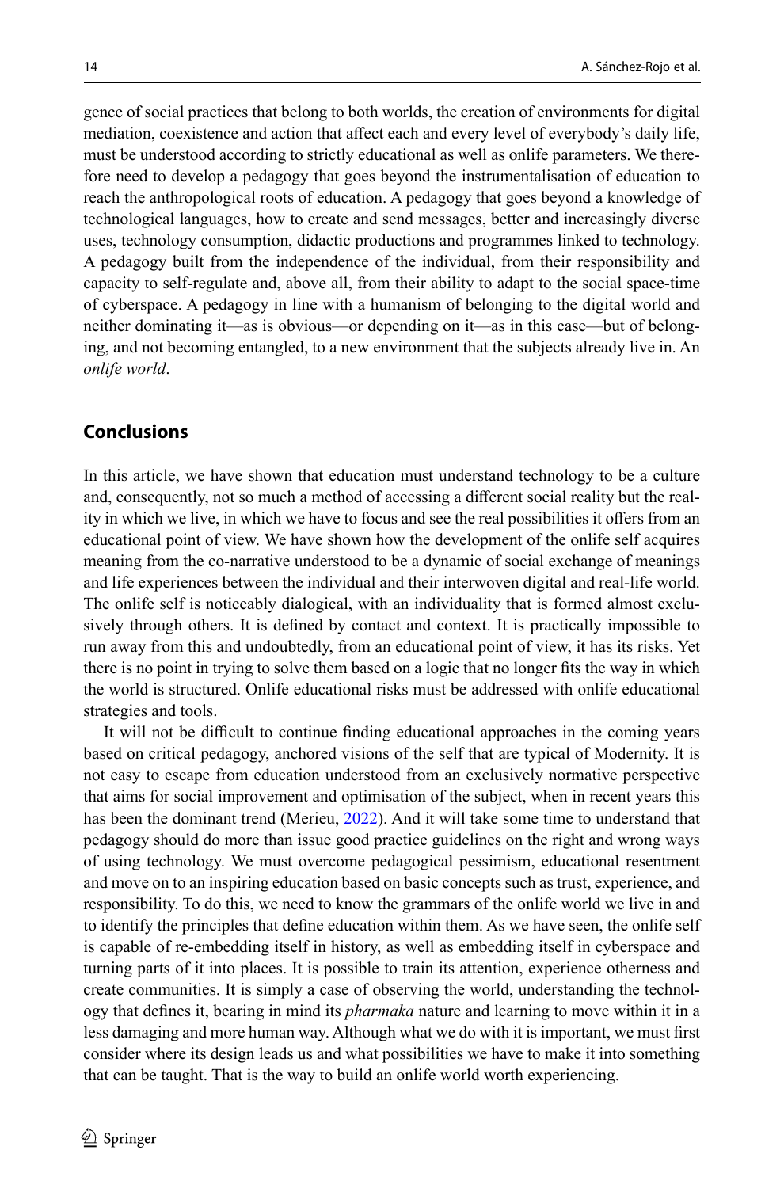gence of social practices that belong to both worlds, the creation of environments for digital mediation, coexistence and action that affect each and every level of everybody's daily life, must be understood according to strictly educational as well as onlife parameters. We therefore need to develop a pedagogy that goes beyond the instrumentalisation of education to reach the anthropological roots of education. A pedagogy that goes beyond a knowledge of technological languages, how to create and send messages, better and increasingly diverse uses, technology consumption, didactic productions and programmes linked to technology. A pedagogy built from the independence of the individual, from their responsibility and capacity to self-regulate and, above all, from their ability to adapt to the social space-time of cyberspace. A pedagogy in line with a humanism of belonging to the digital world and neither dominating it—as is obvious—or depending on it—as in this case—but of belonging, and not becoming entangled, to a new environment that the subjects already live in. An *onlife world*.

## Conclusions

In this article, we have shown that education must understand technology to be a culture and, consequently, not so much a method of accessing a different social reality but the reality in which we live, in which we have to focus and see the real possibilities it offers from an educational point of view. We have shown how the development of the onlife self acquires meaning from the co-narrative understood to be a dynamic of social exchange of meanings and life experiences between the individual and their interwoven digital and real-life world. The onlife self is noticeably dialogical, with an individuality that is formed almost exclusively through others. It is defined by contact and context. It is practically impossible to run away from this and undoubtedly, from an educational point of view, it has its risks. Yet there is no point in trying to solve them based on a logic that no longer fits the way in which the world is structured. Onlife educational risks must be addressed with onlife educational strategies and tools.

It will not be difficult to continue finding educational approaches in the coming years based on critical pedagogy, anchored visions of the self that are typical of Modernity. It is not easy to escape from education understood from an exclusively normative perspective that aims for social improvement and optimisation of the subject, when in recent years this has been the dominant trend (Merieu, 2022). And it will take some time to understand that pedagogy should do more than issue good practice guidelines on the right and wrong ways of using technology. We must overcome pedagogical pessimism, educational resentment and move on to an inspiring education based on basic concepts such as trust, experience, and responsibility. To do this, we need to know the grammars of the onlife world we live in and to identify the principles that define education within them. As we have seen, the onlife self is capable of re-embedding itself in history, as well as embedding itself in cyberspace and turning parts of it into places. It is possible to train its attention, experience otherness and create communities. It is simply a case of observing the world, understanding the technology that defines it, bearing in mind its *pharmaka* nature and learning to move within it in a less damaging and more human way. Although what we do with it is important, we must first consider where its design leads us and what possibilities we have to make it into something that can be taught. That is the way to build an onlife world worth experiencing.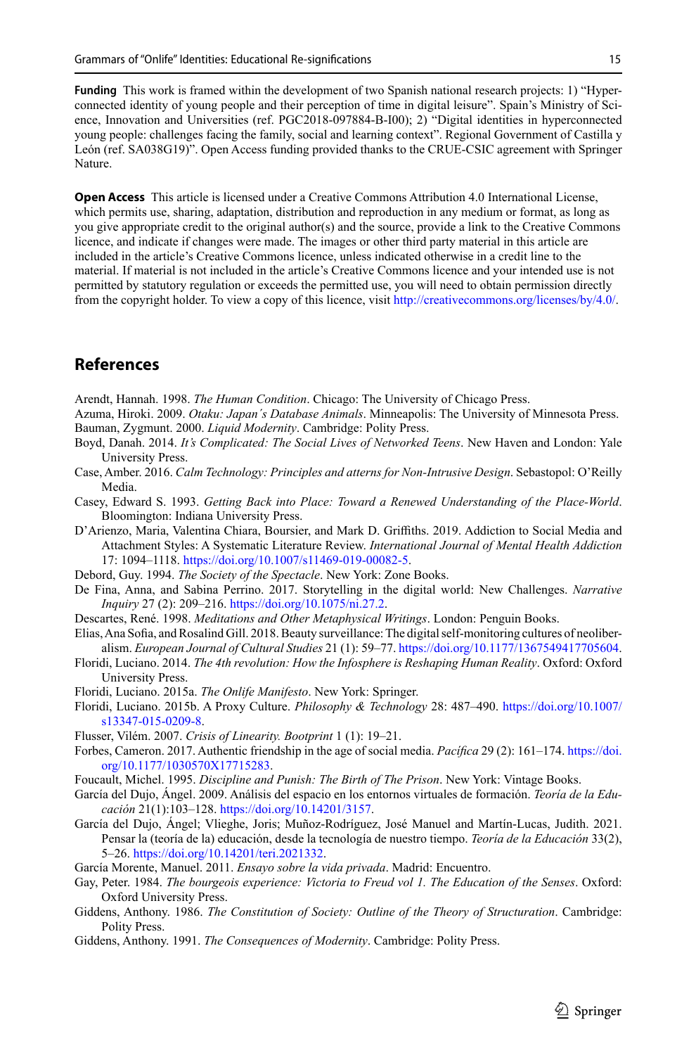**Funding** This work is framed within the development of two Spanish national research projects: 1) "Hyperconnected identity of young people and their perception of time in digital leisure". Spain's Ministry of Science, Innovation and Universities (ref. PGC2018-097884-B-I00); 2) "Digital identities in hyperconnected young people: challenges facing the family, social and learning context". Regional Government of Castilla y León (ref. SA038G19)". Open Access funding provided thanks to the CRUE-CSIC agreement with Springer Nature.

**Open Access** This article is licensed under a Creative Commons Attribution 4.0 International License, which permits use, sharing, adaptation, distribution and reproduction in any medium or format, as long as you give appropriate credit to the original author(s) and the source, provide a link to the Creative Commons licence, and indicate if changes were made. The images or other third party material in this article are included in the article's Creative Commons licence, unless indicated otherwise in a credit line to the material. If material is not included in the article's Creative Commons licence and your intended use is not permitted by statutory regulation or exceeds the permitted use, you will need to obtain permission directly from the copyright holder. To view a copy of this licence, visit http://creativecommons.org/licenses/by/4.0/.

## References

Arendt, Hannah. 1998. *The Human Condition*. Chicago: The University of Chicago Press.

Azuma, Hiroki. 2009. *Otaku: Japan´s Database Animals*. Minneapolis: The University of Minnesota Press.

Bauman, Zygmunt. 2000. *Liquid Modernity*. Cambridge: Polity Press.

Boyd, Danah. 2014. *It's Complicated: The Social Lives of Networked Teens*. New Haven and London: Yale University Press.

Case, Amber. 2016. *Calm Technology: Principles and atterns for Non-Intrusive Design*. Sebastopol: O'Reilly Media.

Casey, Edward S. 1993. *Getting Back into Place: Toward a Renewed Understanding of the Place-World*. Bloomington: Indiana University Press.

D'Arienzo, Maria, Valentina Chiara, Boursier, and Mark D. Griffiths. 2019. Addiction to Social Media and Attachment Styles: A Systematic Literature Review. *International Journal of Mental Health Addiction* 17: 1094–1118. https://doi.org/10.1007/s11469-019-00082-5.

Debord, Guy. 1994. *The Society of the Spectacle*. New York: Zone Books.

De Fina, Anna, and Sabina Perrino. 2017. Storytelling in the digital world: New Challenges. *Narrative Inquiry* 27 (2): 209–216. https://doi.org/10.1075/ni.27.2.

Descartes, René. 1998. *Meditations and Other Metaphysical Writings*. London: Penguin Books.

Elias, Ana Sofia, and Rosalind Gill. 2018. Beauty surveillance: The digital self-monitoring cultures of neoliberalism. *European Journal of Cultural Studies* 21 (1): 59–77. https://doi.org/10.1177/1367549417705604.

Floridi, Luciano. 2014. *The 4th revolution: How the Infosphere is Reshaping Human Reality*. Oxford: Oxford University Press.

Floridi, Luciano. 2015a. *The Onlife Manifesto*. New York: Springer.

Floridi, Luciano. 2015b. A Proxy Culture. *Philosophy & Technology* 28: 487–490. https://doi.org/10.1007/s13347-015-0209-8.

Flusser, Vilém. 2007. *Crisis of Linearity. Bootprint* 1 (1): 19–21.

Forbes, Cameron. 2017. Authentic friendship in the age of social media. *Pacífica* 29 (2): 161–174. https://doi.org/10.1177/1030570X17715283.

Foucault, Michel. 1995. *Discipline and Punish: The Birth of The Prison*. New York: Vintage Books.

García del Dujo, Ángel. 2009. Análisis del espacio en los entornos virtuales de formación. *Teoría de la Educación* 21(1):103–128. https://doi.org/10.14201/3157.

García del Dujo, Ángel; Vlieghe, Joris; Muñoz-Rodríguez, José Manuel and Martín-Lucas, Judith. 2021. Pensar la (teoría de la) educación, desde la tecnología de nuestro tiempo. *Teoría de la Educación* 33(2), 5–26. https://doi.org/10.14201/teri.2021332.

García Morente, Manuel. 2011. *Ensayo sobre la vida privada*. Madrid: Encuentro.

Gay, Peter. 1984. *The bourgeois experience: Victoria to Freud vol 1. The Education of the Senses*. Oxford: Oxford University Press.

Giddens, Anthony. 1986. *The Constitution of Society: Outline of the Theory of Structuration*. Cambridge: Polity Press.

Giddens, Anthony. 1991. *The Consequences of Modernity*. Cambridge: Polity Press.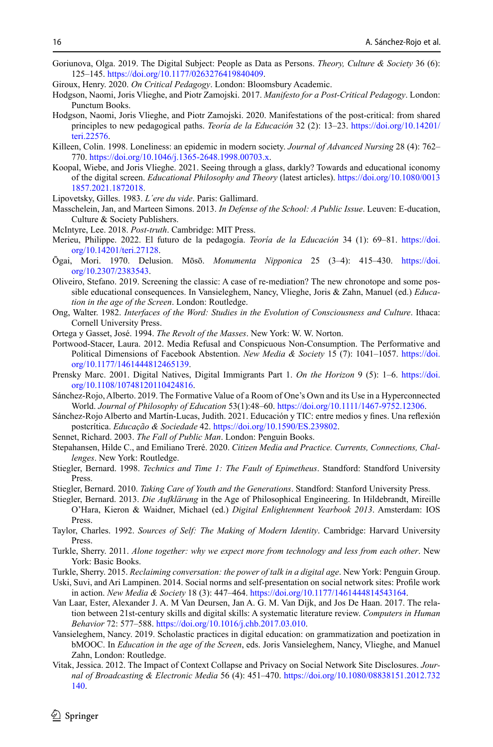Goriunova, Olga. 2019. The Digital Subject: People as Data as Persons. *Theory, Culture & Society* 36 (6): 125–145. https://doi.org/10.1177/0263276419840409.

Giroux, Henry. 2020. *On Critical Pedagogy*. London: Bloomsbury Academic.

Hodgson, Naomi, Joris Vlieghe, and Piotr Zamojski. 2017. *Manifesto for a Post-Critical Pedagogy*. London: Punctum Books.

Hodgson, Naomi, Joris Vlieghe, and Piotr Zamojski. 2020. Manifestations of the post-critical: from shared principles to new pedagogical paths. *Teoría de la Educación* 32 (2): 13–23. https://doi.org/10.14201/teri.22576.

Killeen, Colin. 1998. Loneliness: an epidemic in modern society. *Journal of Advanced Nursing* 28 (4): 762–770. https://doi.org/10.1046/j.1365-2648.1998.00703.x.

Koopal, Wiebe, and Joris Vlieghe. 2021. Seeing through a glass, darkly? Towards and educational iconomy of the digital screen. *Educational Philosophy and Theory* (latest articles). https://doi.org/10.1080/00131857.2021.1872018.

Lipovetsky, Gilles. 1983. *L´ere du vide*. Paris: Gallimard.

Masschelein, Jan, and Marteen Simons. 2013. *In Defense of the School: A Public Issue*. Leuven: E-ducation, Culture & Society Publishers.

McIntyre, Lee. 2018. *Post-truth*. Cambridge: MIT Press.

Merieu, Philippe. 2022. El futuro de la pedagogía. *Teoría de la Educación* 34 (1): 69–81. https://doi.org/10.14201/teri.27128.

Ōgai, Mori. 1970. Delusion. Mōsō. *Monumenta Nipponica* 25 (3–4): 415–430. https://doi.org/10.2307/2383543.

Oliveiro, Stefano. 2019. Screening the classic: A case of re-mediation? The new chronotope and some possible educational consequences. In Vansieleghem, Nancy, Vlieghe, Joris & Zahn, Manuel (ed.) *Education in the age of the Screen*. London: Routledge.

Ong, Walter. 1982. *Interfaces of the Word: Studies in the Evolution of Consciousness and Culture*. Ithaca: Cornell University Press.

Ortega y Gasset, José. 1994. *The Revolt of the Masses*. New York: W. W. Norton.

Portwood-Stacer, Laura. 2012. Media Refusal and Conspicuous Non-Consumption. The Performative and Political Dimensions of Facebook Abstention. *New Media & Society* 15 (7): 1041–1057. https://doi.org/10.1177/1461444812465139.

Prensky Marc. 2001. Digital Natives, Digital Immigrants Part 1. *On the Horizon* 9 (5): 1–6. https://doi.org/10.1108/10748120110424816.

Sánchez-Rojo, Alberto. 2019. The Formative Value of a Room of One's Own and its Use in a Hyperconnected World. *Journal of Philosophy of Education* 53(1):48–60. https://doi.org/10.1111/1467-9752.12306.

Sánchez-Rojo Alberto and Martín-Lucas, Judith. 2021. Educación y TIC: entre medios y fines. Una reflexión postcrítica. *Educação & Sociedade* 42. https://doi.org/10.1590/ES.239802.

Sennet, Richard. 2003. *The Fall of Public Man*. London: Penguin Books.

Stepahansen, Hilde C., and Emiliano Treré. 2020. *Citizen Media and Practice. Currents, Connections, Challenges*. New York: Routledge.

Stiegler, Bernard. 1998. *Technics and Time 1: The Fault of Epimetheus*. Standford: Standford University Press.

Stiegler, Bernard. 2010. *Taking Care of Youth and the Generations*. Standford: Stanford University Press.

Stiegler, Bernard. 2013. *Die Aufklärung* in the Age of Philosophical Engineering. In Hildebrandt, Mireille O'Hara, Kieron & Waidner, Michael (ed.) *Digital Enlightenment Yearbook 2013*. Amsterdam: IOS Press.

Taylor, Charles. 1992. *Sources of Self: The Making of Modern Identity*. Cambridge: Harvard University Press.

Turkle, Sherry. 2011. *Alone together: why we expect more from technology and less from each other*. New York: Basic Books.

Turkle, Sherry. 2015. *Reclaiming conversation: the power of talk in a digital age*. New York: Penguin Group.

Uski, Suvi, and Ari Lampinen. 2014. Social norms and self-presentation on social network sites: Profile work in action. *New Media & Society* 18 (3): 447–464. https://doi.org/10.1177/1461444814543164.

Van Laar, Ester, Alexander J. A. M Van Deursen, Jan A. G. M. Van Dijk, and Jos De Haan. 2017. The relation between 21st-century skills and digital skills: A systematic literature review. *Computers in Human Behavior* 72: 577–588. https://doi.org/10.1016/j.chb.2017.03.010.

Vansieleghem, Nancy. 2019. Scholastic practices in digital education: on grammatization and poetization in bMOOC. In *Education in the age of the Screen*, eds. Joris Vansieleghem, Nancy, Vlieghe, and Manuel Zahn, London: Routledge.

Vitak, Jessica. 2012. The Impact of Context Collapse and Privacy on Social Network Site Disclosures. *Journal of Broadcasting & Electronic Media* 56 (4): 451–470. https://doi.org/10.1080/08838151.2012.732140.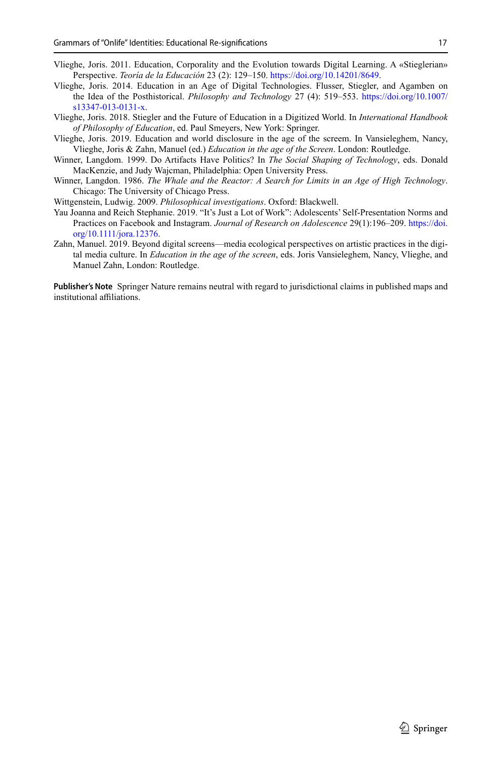Vlieghe, Joris. 2011. Education, Corporality and the Evolution towards Digital Learning. A «Stieglerian» Perspective. *Teoría de la Educación* 23 (2): 129–150. https://doi.org/10.14201/8649.

Vlieghe, Joris. 2014. Education in an Age of Digital Technologies. Flusser, Stiegler, and Agamben on the Idea of the Posthistorical. *Philosophy and Technology* 27 (4): 519–553. https://doi.org/10.1007/s13347-013-0131-x.

Vlieghe, Joris. 2018. Stiegler and the Future of Education in a Digitized World. In *International Handbook of Philosophy of Education*, ed. Paul Smeyers, New York: Springer.

Vlieghe, Joris. 2019. Education and world disclosure in the age of the screem. In Vansieleghem, Nancy, Vlieghe, Joris & Zahn, Manuel (ed.) *Education in the age of the Screen*. London: Routledge.

Winner, Langdom. 1999. Do Artifacts Have Politics? In *The Social Shaping of Technology*, eds. Donald MacKenzie, and Judy Wajcman, Philadelphia: Open University Press.

Winner, Langdon. 1986. *The Whale and the Reactor: A Search for Limits in an Age of High Technology*. Chicago: The University of Chicago Press.

Wittgenstein, Ludwig. 2009. *Philosophical investigations*. Oxford: Blackwell.

Yau Joanna and Reich Stephanie. 2019. "It's Just a Lot of Work": Adolescents' Self-Presentation Norms and Practices on Facebook and Instagram. *Journal of Research on Adolescence* 29(1):196–209. https://doi.org/10.1111/jora.12376.

Zahn, Manuel. 2019. Beyond digital screens—media ecological perspectives on artistic practices in the digital media culture. In *Education in the age of the screen*, eds. Joris Vansieleghem, Nancy, Vlieghe, and Manuel Zahn, London: Routledge.

**Publisher's Note** Springer Nature remains neutral with regard to jurisdictional claims in published maps and institutional affiliations.